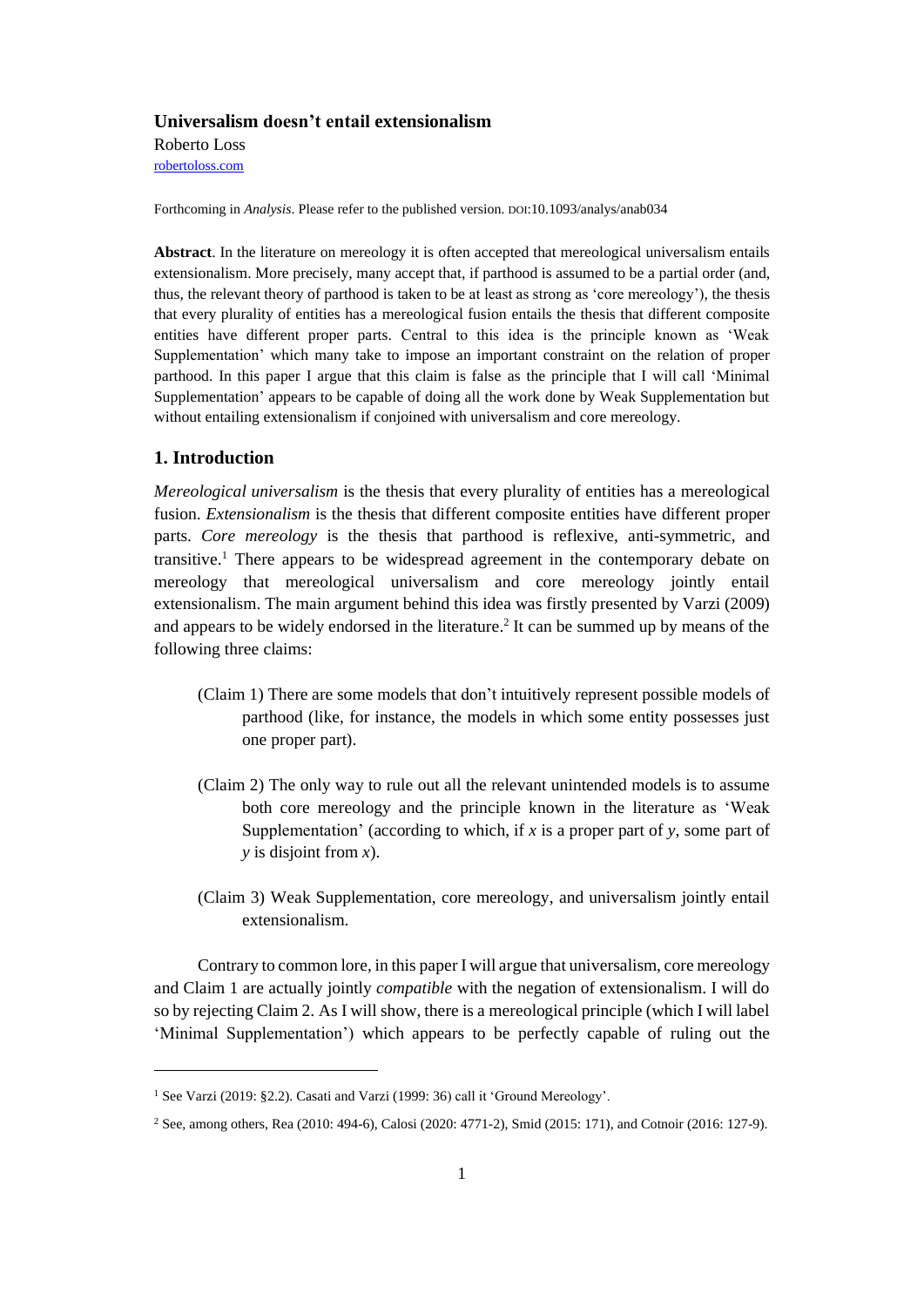# Universalism doesn't entail extensionalism

Roberto Loss

robertoloss.com

Forthcoming in *Analysis*. Please refer to the published version. DOI:10.1093/analys/anab034

**Abstract**. In the literature on mereology it is often accepted that mereological universalism entails extensionalism. More precisely, many accept that, if parthood is assumed to be a partial order (and, thus, the relevant theory of parthood is taken to be at least as strong as 'core mereology'), the thesis that every plurality of entities has a mereological fusion entails the thesis that different composite entities have different proper parts. Central to this idea is the principle known as 'Weak Supplementation' which many take to impose an important constraint on the relation of proper parthood. In this paper I argue that this claim is false as the principle that I will call 'Minimal Supplementation' appears to be capable of doing all the work done by Weak Supplementation but without entailing extensionalism if conjoined with universalism and core mereology.

## 1. Introduction

*Mereological universalism* is the thesis that every plurality of entities has a mereological fusion. *Extensionalism* is the thesis that different composite entities have different proper parts. *Core mereology* is the thesis that parthood is reflexive, anti-symmetric, and transitive.[1] There appears to be widespread agreement in the contemporary debate on mereology that mereological universalism and core mereology jointly entail extensionalism. The main argument behind this idea was firstly presented by Varzi (2009) and appears to be widely endorsed in the literature.[2] It can be summed up by means of the following three claims:

> (Claim 1) There are some models that don't intuitively represent possible models of parthood (like, for instance, the models in which some entity possesses just one proper part).
>
> (Claim 2) The only way to rule out all the relevant unintended models is to assume both core mereology and the principle known in the literature as 'Weak Supplementation' (according to which, if *x* is a proper part of *y*, some part of *y* is disjoint from *x*).
>
> (Claim 3) Weak Supplementation, core mereology, and universalism jointly entail extensionalism.

Contrary to common lore, in this paper I will argue that universalism, core mereology and Claim 1 are actually jointly *compatible* with the negation of extensionalism. I will do so by rejecting Claim 2. As I will show, there is a mereological principle (which I will label 'Minimal Supplementation') which appears to be perfectly capable of ruling out the

---

[1] See Varzi (2019: §2.2). Casati and Varzi (1999: 36) call it 'Ground Mereology'.

[2] See, among others, Rea (2010: 494-6), Calosi (2020: 4771-2), Smid (2015: 171), and Cotnoir (2016: 127-9).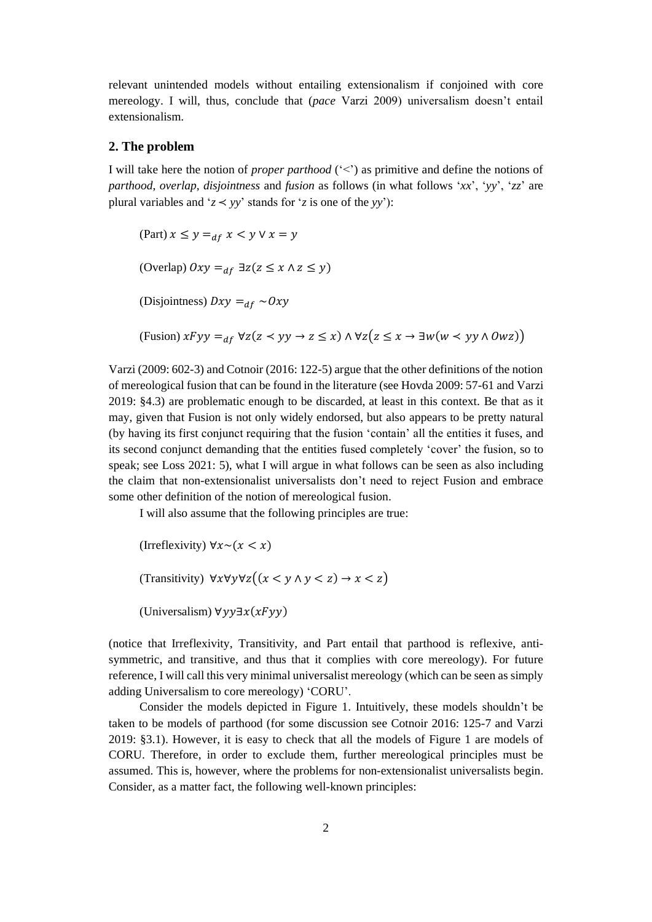relevant unintended models without entailing extensionalism if conjoined with core mereology. I will, thus, conclude that (*pace* Varzi 2009) universalism doesn't entail extensionalism.

## 2. The problem

I will take here the notion of *proper parthood* ('<') as primitive and define the notions of *parthood*, *overlap*, *disjointness* and *fusion* as follows (in what follows '*xx*', '*yy*', '*zz*' are plural variables and '$z \prec yy$' stands for '*z* is one of the *yy*'):

(Part) $x \leq y =_{df} x < y \vee x = y$

(Overlap) $Oxy =_{df} \exists z(z \leq x \wedge z \leq y)$

(Disjointness) $Dxy =_{df} \sim Oxy$

(Fusion) $xFyy =_{df} \forall z(z \prec yy \rightarrow z \leq x) \wedge \forall z\big(z \leq x \rightarrow \exists w(w \prec yy \wedge Owz)\big)$

Varzi (2009: 602-3) and Cotnoir (2016: 122-5) argue that the other definitions of the notion of mereological fusion that can be found in the literature (see Hovda 2009: 57-61 and Varzi 2019: §4.3) are problematic enough to be discarded, at least in this context. Be that as it may, given that Fusion is not only widely endorsed, but also appears to be pretty natural (by having its first conjunct requiring that the fusion 'contain' all the entities it fuses, and its second conjunct demanding that the entities fused completely 'cover' the fusion, so to speak; see Loss 2021: 5), what I will argue in what follows can be seen as also including the claim that non-extensionalist universalists don't need to reject Fusion and embrace some other definition of the notion of mereological fusion.

I will also assume that the following principles are true:

(Irreflexivity) $\forall x \sim (x < x)$

(Transitivity) $\forall x \forall y \forall z\big((x < y \wedge y < z) \rightarrow x < z\big)$

(Universalism) $\forall yy \exists x(xFyy)$

(notice that Irreflexivity, Transitivity, and Part entail that parthood is reflexive, anti-symmetric, and transitive, and thus that it complies with core mereology). For future reference, I will call this very minimal universalist mereology (which can be seen as simply adding Universalism to core mereology) 'CORU'.

Consider the models depicted in Figure 1. Intuitively, these models shouldn't be taken to be models of parthood (for some discussion see Cotnoir 2016: 125-7 and Varzi 2019: §3.1). However, it is easy to check that all the models of Figure 1 are models of CORU. Therefore, in order to exclude them, further mereological principles must be assumed. This is, however, where the problems for non-extensionalist universalists begin. Consider, as a matter fact, the following well-known principles: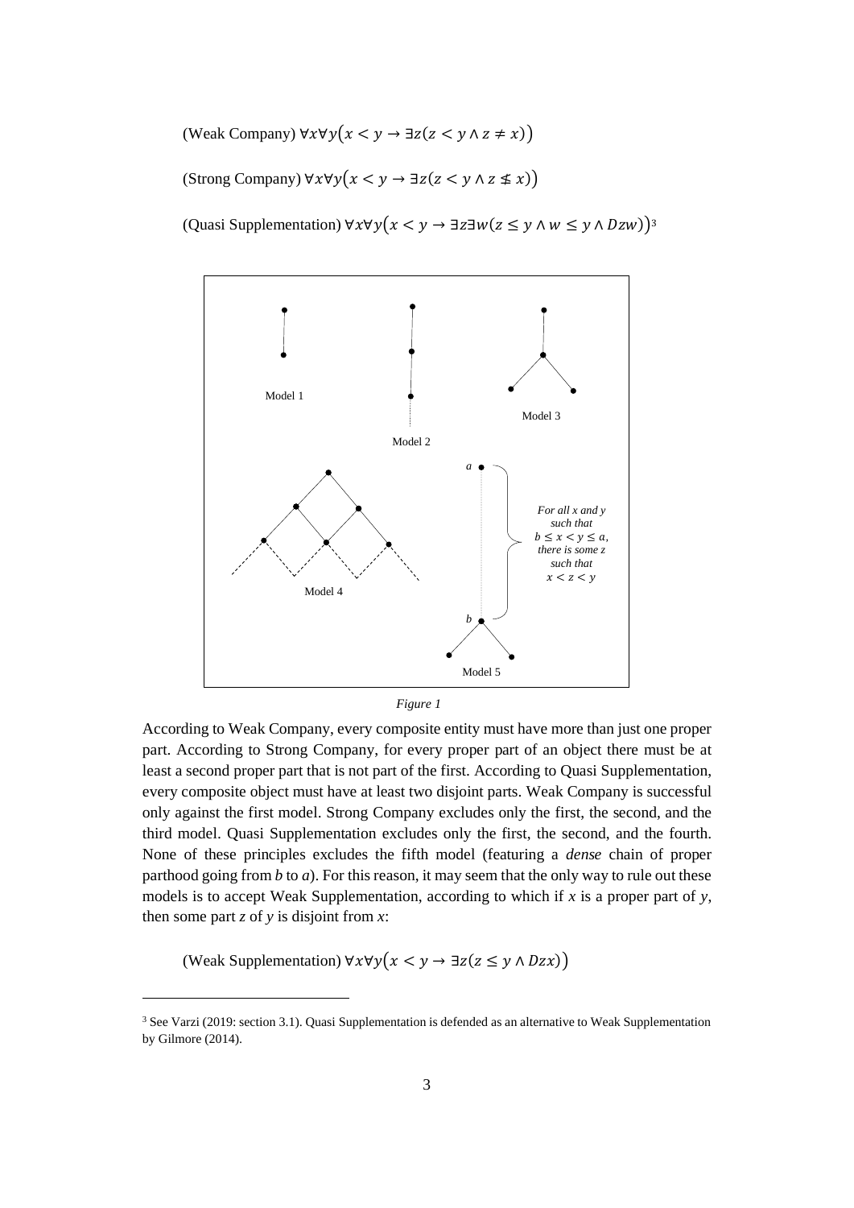(Weak Company) $\forall x \forall y \big(x < y \rightarrow \exists z (z < y \land z \neq x)\big)$

(Strong Company) $\forall x \forall y \big(x < y \rightarrow \exists z (z < y \land z \nleq x)\big)$

(Quasi Supplementation) $\forall x \forall y \big(x < y \rightarrow \exists z \exists w (z \leq y \land w \leq y \land Dzw)\big)$[3]

*Figure 1*

According to Weak Company, every composite entity must have more than just one proper part. According to Strong Company, for every proper part of an object there must be at least a second proper part that is not part of the first. According to Quasi Supplementation, every composite object must have at least two disjoint parts. Weak Company is successful only against the first model. Strong Company excludes only the first, the second, and the third model. Quasi Supplementation excludes only the first, the second, and the fourth. None of these principles excludes the fifth model (featuring a *dense* chain of proper parthood going from *b* to *a*). For this reason, it may seem that the only way to rule out these models is to accept Weak Supplementation, according to which if *x* is a proper part of *y*, then some part *z* of *y* is disjoint from *x*:

(Weak Supplementation) $\forall x \forall y \big(x < y \rightarrow \exists z (z \leq y \land Dzx)\big)$

[3] See Varzi (2019: section 3.1). Quasi Supplementation is defended as an alternative to Weak Supplementation by Gilmore (2014).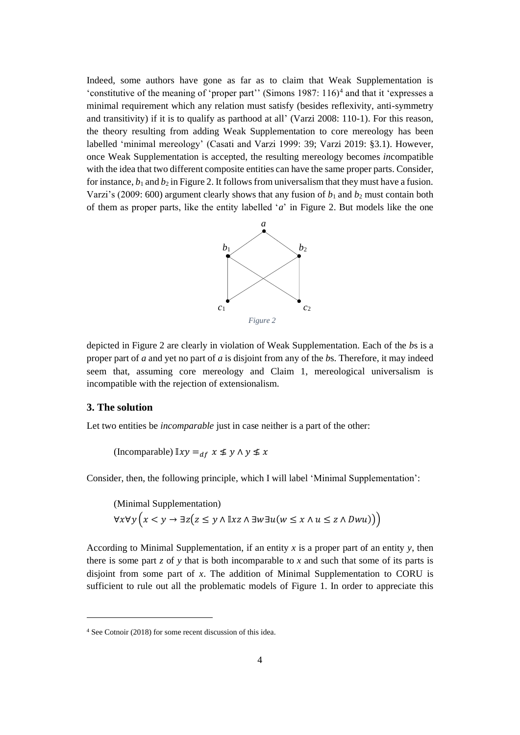Indeed, some authors have gone as far as to claim that Weak Supplementation is 'constitutive of the meaning of 'proper part'' (Simons 1987: 116)[4] and that it 'expresses a minimal requirement which any relation must satisfy (besides reflexivity, anti-symmetry and transitivity) if it is to qualify as parthood at all' (Varzi 2008: 110-1). For this reason, the theory resulting from adding Weak Supplementation to core mereology has been labelled 'minimal mereology' (Casati and Varzi 1999: 39; Varzi 2019: §3.1). However, once Weak Supplementation is accepted, the resulting mereology becomes *in*compatible with the idea that two different composite entities can have the same proper parts. Consider, for instance, $b_1$ and $b_2$ in Figure 2. It follows from universalism that they must have a fusion. Varzi's (2009: 600) argument clearly shows that any fusion of $b_1$ and $b_2$ must contain both of them as proper parts, like the entity labelled '$a$' in Figure 2. But models like the one

*Figure 2*

depicted in Figure 2 are clearly in violation of Weak Supplementation. Each of the *b*s is a proper part of $a$ and yet no part of $a$ is disjoint from any of the *b*s. Therefore, it may indeed seem that, assuming core mereology and Claim 1, mereological universalism is incompatible with the rejection of extensionalism.

## 3. The solution

Let two entities be *incomparable* just in case neither is a part of the other:

(Incomparable) $\mathbb{I}xy =_{df} x \nleq y \wedge y \nleq x$

Consider, then, the following principle, which I will label 'Minimal Supplementation':

(Minimal Supplementation)
$$\forall x \forall y \left( x < y \rightarrow \exists z \big( z \leq y \wedge \mathbb{I}xz \wedge \exists w \exists u (w \leq x \wedge u \leq z \wedge Dwu) \big) \right)$$

According to Minimal Supplementation, if an entity $x$ is a proper part of an entity $y$, then there is some part $z$ of $y$ that is both incomparable to $x$ and such that some of its parts is disjoint from some part of $x$. The addition of Minimal Supplementation to CORU is sufficient to rule out all the problematic models of Figure 1. In order to appreciate this

[4] See Cotnoir (2018) for some recent discussion of this idea.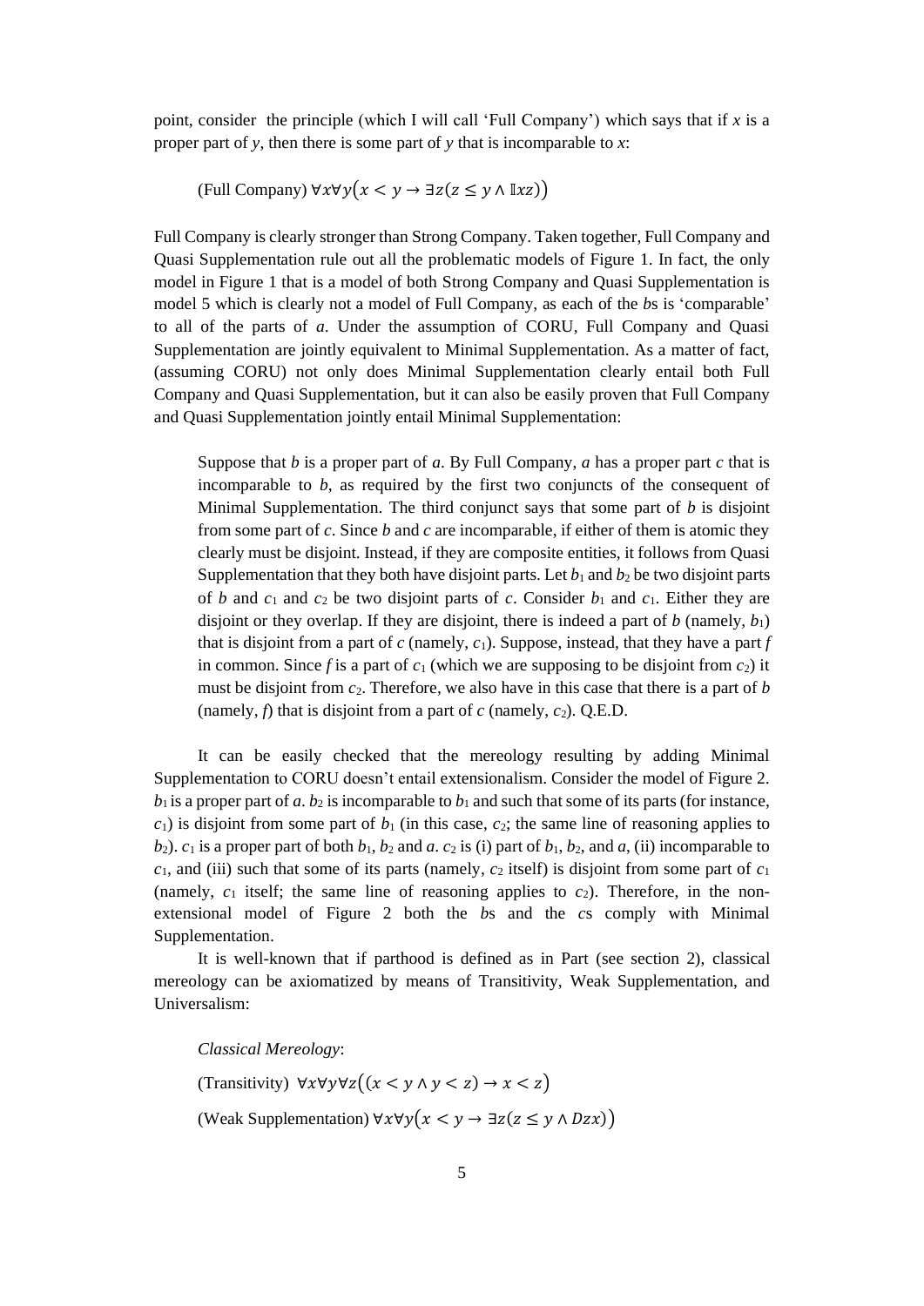point, consider the principle (which I will call 'Full Company') which says that if $x$ is a proper part of $y$, then there is some part of $y$ that is incomparable to $x$:

(Full Company) $\forall x \forall y \big(x < y \rightarrow \exists z (z \leq y \wedge \mathbb{I}xz)\big)$

Full Company is clearly stronger than Strong Company. Taken together, Full Company and Quasi Supplementation rule out all the problematic models of Figure 1. In fact, the only model in Figure 1 that is a model of both Strong Company and Quasi Supplementation is model 5 which is clearly not a model of Full Company, as each of the $b$s is 'comparable' to all of the parts of $a$. Under the assumption of CORU, Full Company and Quasi Supplementation are jointly equivalent to Minimal Supplementation. As a matter of fact, (assuming CORU) not only does Minimal Supplementation clearly entail both Full Company and Quasi Supplementation, but it can also be easily proven that Full Company and Quasi Supplementation jointly entail Minimal Supplementation:

> Suppose that $b$ is a proper part of $a$. By Full Company, $a$ has a proper part $c$ that is incomparable to $b$, as required by the first two conjuncts of the consequent of Minimal Supplementation. The third conjunct says that some part of $b$ is disjoint from some part of $c$. Since $b$ and $c$ are incomparable, if either of them is atomic they clearly must be disjoint. Instead, if they are composite entities, it follows from Quasi Supplementation that they both have disjoint parts. Let $b_1$ and $b_2$ be two disjoint parts of $b$ and $c_1$ and $c_2$ be two disjoint parts of $c$. Consider $b_1$ and $c_1$. Either they are disjoint or they overlap. If they are disjoint, there is indeed a part of $b$ (namely, $b_1$) that is disjoint from a part of $c$ (namely, $c_1$). Suppose, instead, that they have a part $f$ in common. Since $f$ is a part of $c_1$ (which we are supposing to be disjoint from $c_2$) it must be disjoint from $c_2$. Therefore, we also have in this case that there is a part of $b$ (namely, $f$) that is disjoint from a part of $c$ (namely, $c_2$). Q.E.D.

It can be easily checked that the mereology resulting by adding Minimal Supplementation to CORU doesn't entail extensionalism. Consider the model of Figure 2. $b_1$ is a proper part of $a$. $b_2$ is incomparable to $b_1$ and such that some of its parts (for instance, $c_1$) is disjoint from some part of $b_1$ (in this case, $c_2$; the same line of reasoning applies to $b_2$). $c_1$ is a proper part of both $b_1$, $b_2$ and $a$. $c_2$ is (i) part of $b_1$, $b_2$, and $a$, (ii) incomparable to $c_1$, and (iii) such that some of its parts (namely, $c_2$ itself) is disjoint from some part of $c_1$ (namely, $c_1$ itself; the same line of reasoning applies to $c_2$). Therefore, in the non-extensional model of Figure 2 both the $b$s and the $c$s comply with Minimal Supplementation.

It is well-known that if parthood is defined as in Part (see section 2), classical mereology can be axiomatized by means of Transitivity, Weak Supplementation, and Universalism:

*Classical Mereology*:

(Transitivity) $\forall x \forall y \forall z \big((x < y \wedge y < z) \rightarrow x < z\big)$

(Weak Supplementation) $\forall x \forall y \big(x < y \rightarrow \exists z (z \leq y \wedge Dzx)\big)$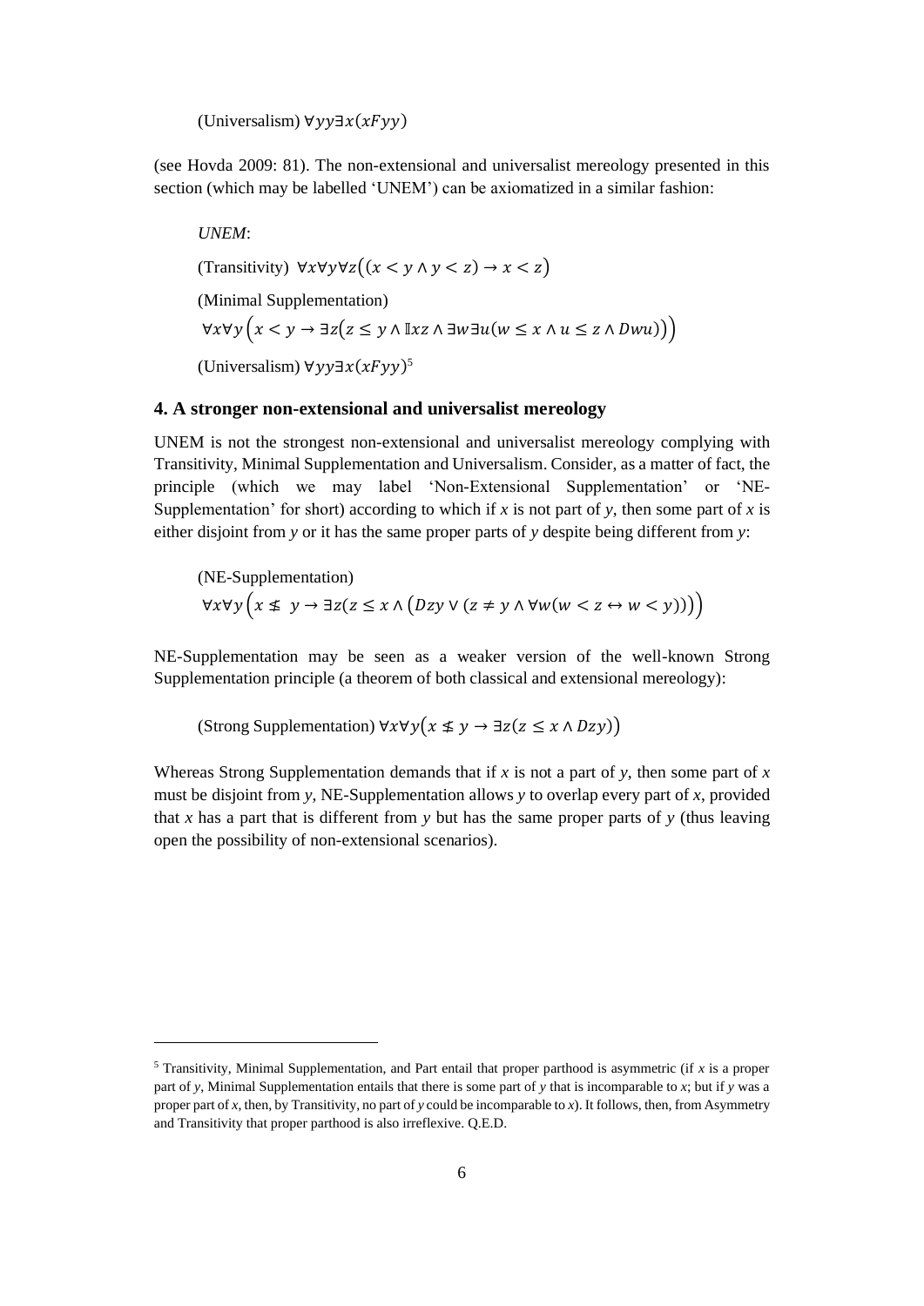(Universalism) $\forall yy \exists x(xFyy)$

(see Hovda 2009: 81). The non-extensional and universalist mereology presented in this section (which may be labelled 'UNEM') can be axiomatized in a similar fashion:

*UNEM*:

(Transitivity) $\forall x \forall y \forall z((x < y \wedge y < z) \rightarrow x < z)$

(Minimal Supplementation)
$\forall x \forall y\left(x < y \rightarrow \exists z(z \leq y \wedge \mathbb{I}xz \wedge \exists w \exists u(w \leq x \wedge u \leq z \wedge Dwu))\right)$

(Universalism) $\forall yy \exists x(xFyy)$[5]

## 4. A stronger non-extensional and universalist mereology

UNEM is not the strongest non-extensional and universalist mereology complying with Transitivity, Minimal Supplementation and Universalism. Consider, as a matter of fact, the principle (which we may label 'Non-Extensional Supplementation' or 'NE-Supplementation' for short) according to which if *x* is not part of *y*, then some part of *x* is either disjoint from *y* or it has the same proper parts of *y* despite being different from *y*:

(NE-Supplementation)
$\forall x \forall y\left(x \nleq y \rightarrow \exists z(z \leq x \wedge (Dzy \vee (z \neq y \wedge \forall w(w < z \leftrightarrow w < y))))\right)$

NE-Supplementation may be seen as a weaker version of the well-known Strong Supplementation principle (a theorem of both classical and extensional mereology):

(Strong Supplementation) $\forall x \forall y(x \nleq y \rightarrow \exists z(z \leq x \wedge Dzy))$

Whereas Strong Supplementation demands that if *x* is not a part of *y*, then some part of *x* must be disjoint from *y*, NE-Supplementation allows *y* to overlap every part of *x*, provided that *x* has a part that is different from *y* but has the same proper parts of *y* (thus leaving open the possibility of non-extensional scenarios).

[5] Transitivity, Minimal Supplementation, and Part entail that proper parthood is asymmetric (if *x* is a proper part of *y*, Minimal Supplementation entails that there is some part of *y* that is incomparable to *x*; but if *y* was a proper part of *x*, then, by Transitivity, no part of *y* could be incomparable to *x*). It follows, then, from Asymmetry and Transitivity that proper parthood is also irreflexive. Q.E.D.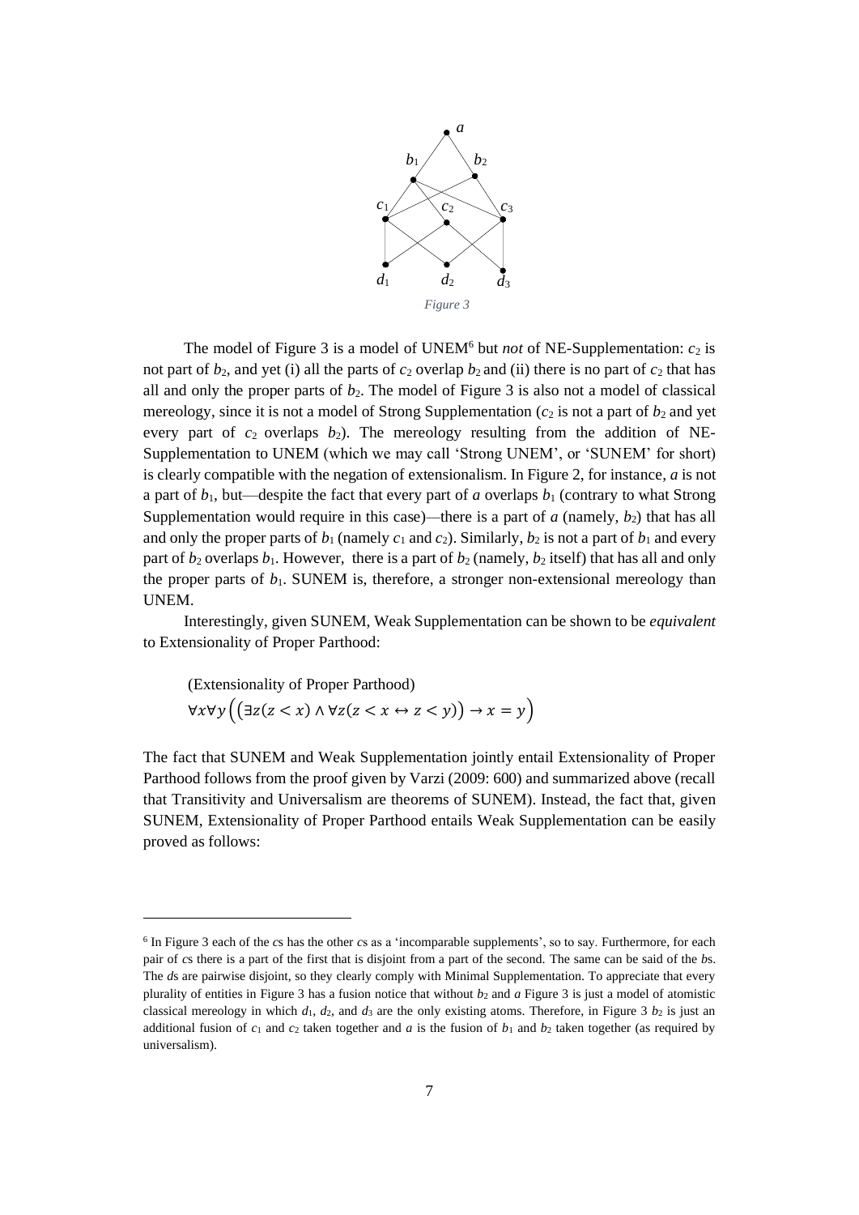*Figure 3*

The model of Figure 3 is a model of UNEM[6] but *not* of NE-Supplementation: $c_2$ is not part of $b_2$, and yet (i) all the parts of $c_2$ overlap $b_2$ and (ii) there is no part of $c_2$ that has all and only the proper parts of $b_2$. The model of Figure 3 is also not a model of classical mereology, since it is not a model of Strong Supplementation ($c_2$ is not a part of $b_2$ and yet every part of $c_2$ overlaps $b_2$). The mereology resulting from the addition of NE-Supplementation to UNEM (which we may call 'Strong UNEM', or 'SUNEM' for short) is clearly compatible with the negation of extensionalism. In Figure 2, for instance, $a$ is not a part of $b_1$, but—despite the fact that every part of $a$ overlaps $b_1$ (contrary to what Strong Supplementation would require in this case)—there is a part of $a$ (namely, $b_2$) that has all and only the proper parts of $b_1$ (namely $c_1$ and $c_2$). Similarly, $b_2$ is not a part of $b_1$ and every part of $b_2$ overlaps $b_1$. However, there is a part of $b_2$ (namely, $b_2$ itself) that has all and only the proper parts of $b_1$. SUNEM is, therefore, a stronger non-extensional mereology than UNEM.

Interestingly, given SUNEM, Weak Supplementation can be shown to be *equivalent* to Extensionality of Proper Parthood:

(Extensionality of Proper Parthood)
$$\forall x \forall y \Big( \big( \exists z (z < x) \land \forall z (z < x \leftrightarrow z < y) \big) \rightarrow x = y \Big)$$

The fact that SUNEM and Weak Supplementation jointly entail Extensionality of Proper Parthood follows from the proof given by Varzi (2009: 600) and summarized above (recall that Transitivity and Universalism are theorems of SUNEM). Instead, the fact that, given SUNEM, Extensionality of Proper Parthood entails Weak Supplementation can be easily proved as follows:

---

[6] In Figure 3 each of the *c*s has the other *c*s as a 'incomparable supplements', so to say. Furthermore, for each pair of *c*s there is a part of the first that is disjoint from a part of the second. The same can be said of the *b*s. The *d*s are pairwise disjoint, so they clearly comply with Minimal Supplementation. To appreciate that every plurality of entities in Figure 3 has a fusion notice that without $b_2$ and $a$ Figure 3 is just a model of atomistic classical mereology in which $d_1$, $d_2$, and $d_3$ are the only existing atoms. Therefore, in Figure 3 $b_2$ is just an additional fusion of $c_1$ and $c_2$ taken together and $a$ is the fusion of $b_1$ and $b_2$ taken together (as required by universalism).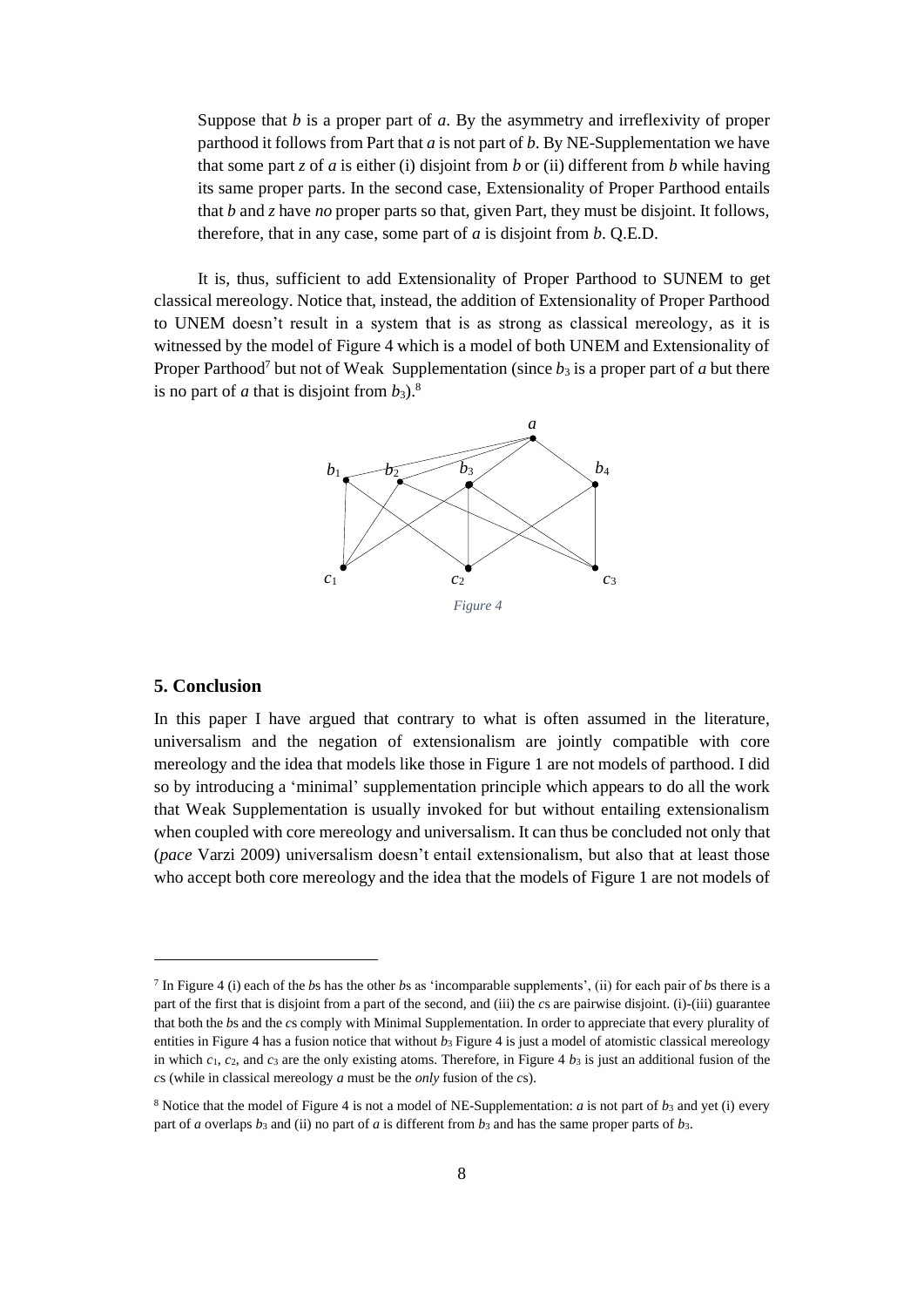Suppose that $b$ is a proper part of $a$. By the asymmetry and irreflexivity of proper parthood it follows from Part that $a$ is not part of $b$. By NE-Supplementation we have that some part $z$ of $a$ is either (i) disjoint from $b$ or (ii) different from $b$ while having its same proper parts. In the second case, Extensionality of Proper Parthood entails that $b$ and $z$ have *no* proper parts so that, given Part, they must be disjoint. It follows, therefore, that in any case, some part of $a$ is disjoint from $b$. Q.E.D.

It is, thus, sufficient to add Extensionality of Proper Parthood to SUNEM to get classical mereology. Notice that, instead, the addition of Extensionality of Proper Parthood to UNEM doesn't result in a system that is as strong as classical mereology, as it is witnessed by the model of Figure 4 which is a model of both UNEM and Extensionality of Proper Parthood[7] but not of Weak Supplementation (since $b_3$ is a proper part of $a$ but there is no part of $a$ that is disjoint from $b_3$).[8]

*Figure 4*

## 5. Conclusion

In this paper I have argued that contrary to what is often assumed in the literature, universalism and the negation of extensionalism are jointly compatible with core mereology and the idea that models like those in Figure 1 are not models of parthood. I did so by introducing a 'minimal' supplementation principle which appears to do all the work that Weak Supplementation is usually invoked for but without entailing extensionalism when coupled with core mereology and universalism. It can thus be concluded not only that (*pace* Varzi 2009) universalism doesn't entail extensionalism, but also that at least those who accept both core mereology and the idea that the models of Figure 1 are not models of

---

[7] In Figure 4 (i) each of the *b*s has the other *b*s as 'incomparable supplements', (ii) for each pair of *b*s there is a part of the first that is disjoint from a part of the second, and (iii) the *c*s are pairwise disjoint. (i)-(iii) guarantee that both the *b*s and the *c*s comply with Minimal Supplementation. In order to appreciate that every plurality of entities in Figure 4 has a fusion notice that without $b_3$ Figure 4 is just a model of atomistic classical mereology in which $c_1$, $c_2$, and $c_3$ are the only existing atoms. Therefore, in Figure 4 $b_3$ is just an additional fusion of the *c*s (while in classical mereology $a$ must be the *only* fusion of the *c*s).

[8] Notice that the model of Figure 4 is not a model of NE-Supplementation: $a$ is not part of $b_3$ and yet (i) every part of $a$ overlaps $b_3$ and (ii) no part of $a$ is different from $b_3$ and has the same proper parts of $b_3$.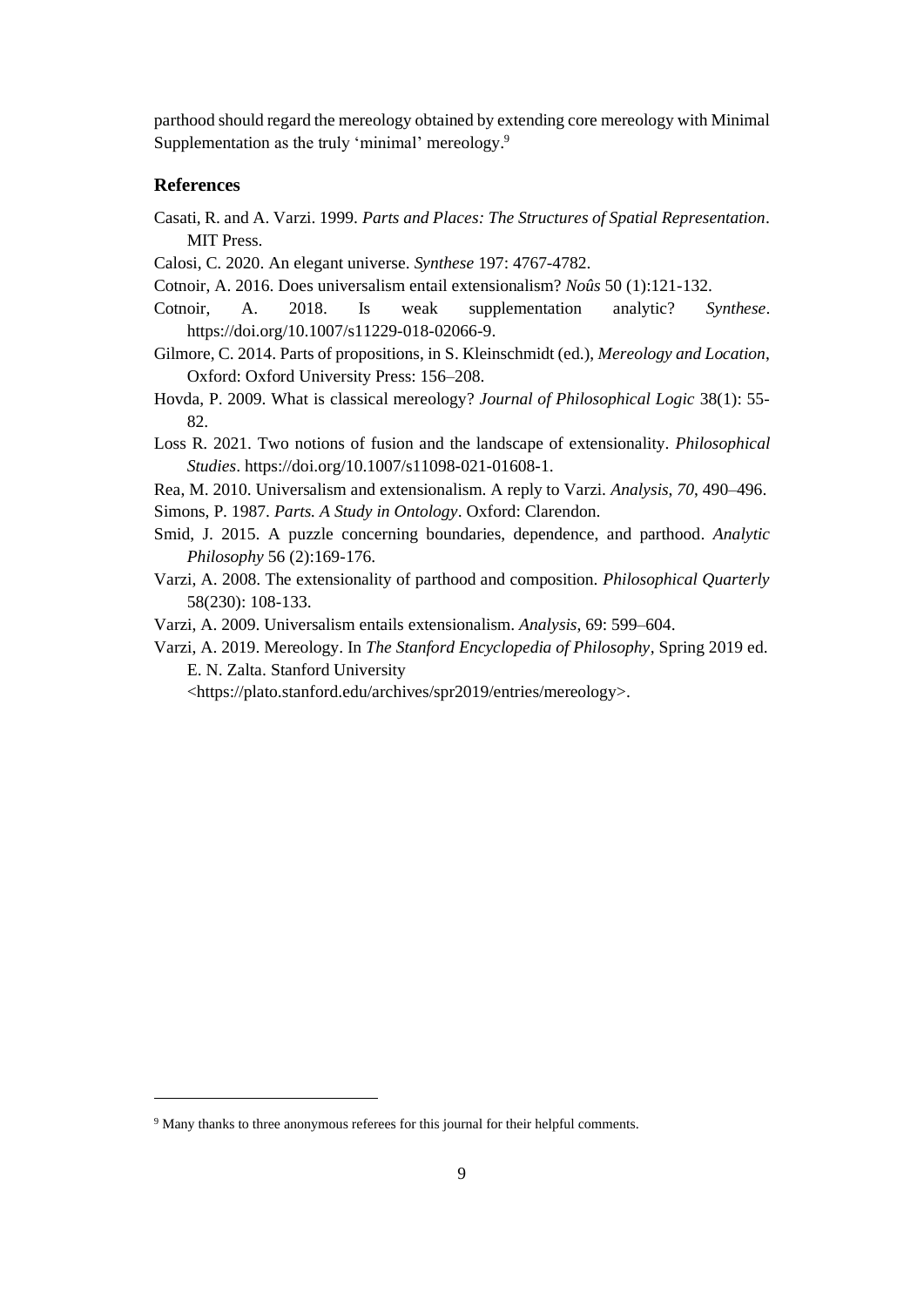parthood should regard the mereology obtained by extending core mereology with Minimal Supplementation as the truly 'minimal' mereology.[9]

## References

Casati, R. and A. Varzi. 1999. *Parts and Places: The Structures of Spatial Representation*. MIT Press.

Calosi, C. 2020. An elegant universe. *Synthese* 197: 4767-4782.

Cotnoir, A. 2016. Does universalism entail extensionalism? *Noûs* 50 (1):121-132.

Cotnoir, A. 2018. Is weak supplementation analytic? *Synthese*. https://doi.org/10.1007/s11229-018-02066-9.

Gilmore, C. 2014. Parts of propositions, in S. Kleinschmidt (ed.), *Mereology and Location*, Oxford: Oxford University Press: 156–208.

Hovda, P. 2009. What is classical mereology? *Journal of Philosophical Logic* 38(1): 55-82.

Loss R. 2021. Two notions of fusion and the landscape of extensionality. *Philosophical Studies*. https://doi.org/10.1007/s11098-021-01608-1.

Rea, M. 2010. Universalism and extensionalism. A reply to Varzi. *Analysis*, *70*, 490–496.

Simons, P. 1987. *Parts. A Study in Ontology*. Oxford: Clarendon.

Smid, J. 2015. A puzzle concerning boundaries, dependence, and parthood. *Analytic Philosophy* 56 (2):169-176.

Varzi, A. 2008. The extensionality of parthood and composition. *Philosophical Quarterly* 58(230): 108-133.

Varzi, A. 2009. Universalism entails extensionalism. *Analysis*, 69: 599–604.

Varzi, A. 2019. Mereology. In *The Stanford Encyclopedia of Philosophy*, Spring 2019 ed. E. N. Zalta. Stanford University <https://plato.stanford.edu/archives/spr2019/entries/mereology>.

[9] Many thanks to three anonymous referees for this journal for their helpful comments.